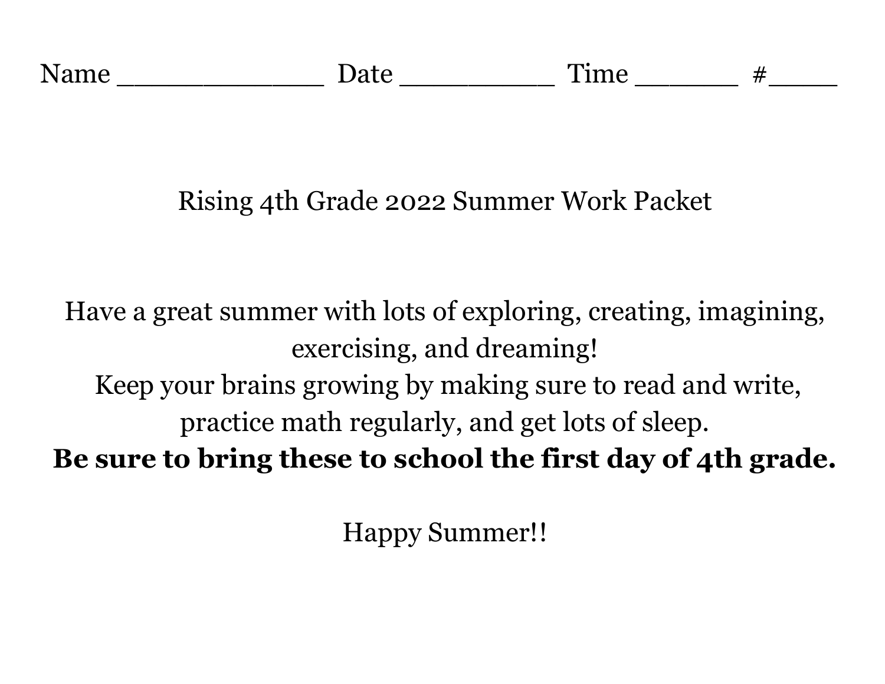Name _____________ Date __________ Time _______ #_____

# Rising 4th Grade 2022 Summer Work Packet

Have a great summer with lots of exploring, creating, imagining, exercising, and dreaming!

Keep your brains growing by making sure to read and write, practice math regularly, and get lots of sleep.

**Be sure to bring these to school the first day of 4th grade.**

Happy Summer!!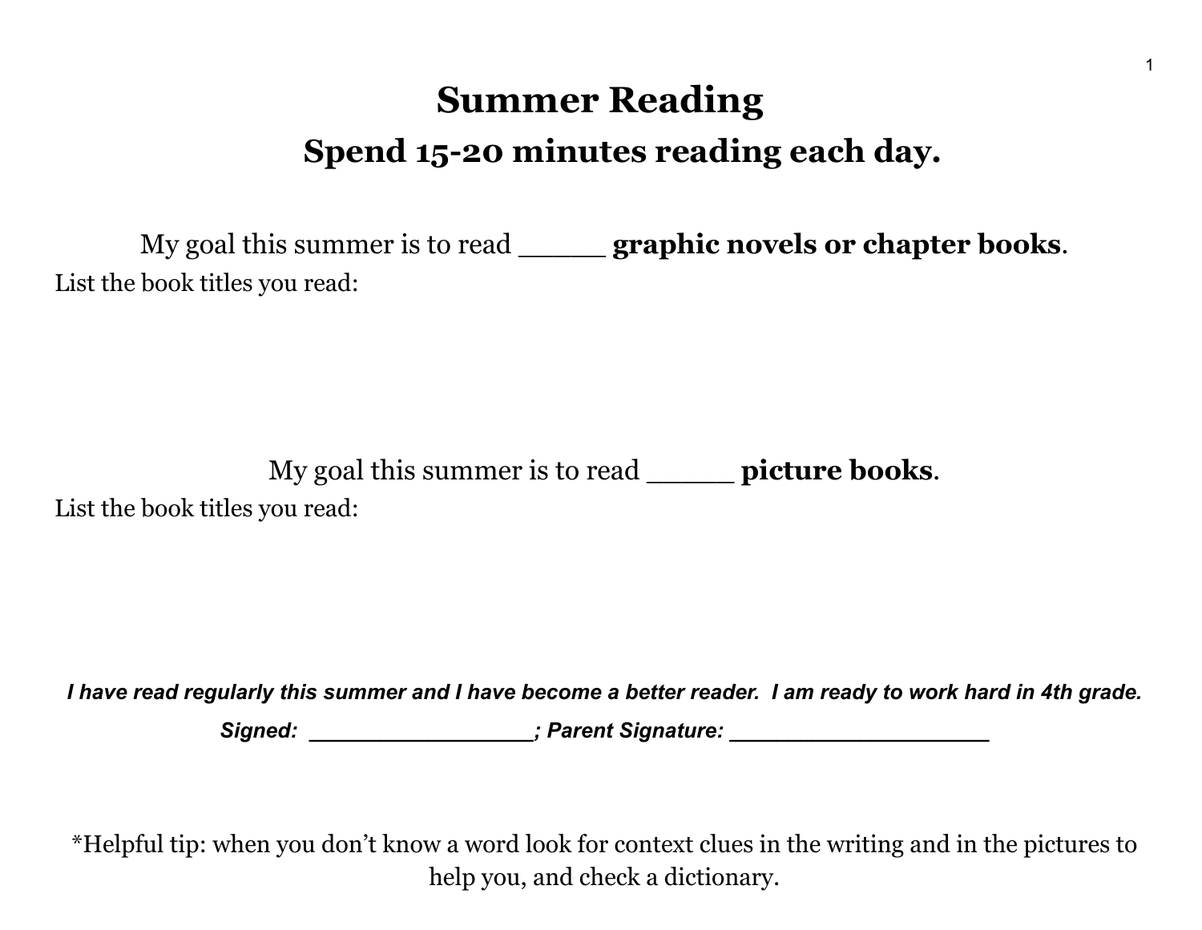# Summer Reading

## Spend 15-20 minutes reading each day.

My goal this summer is to read _____ **graphic novels or chapter books**.

List the book titles you read:

My goal this summer is to read _____ **picture books**.

List the book titles you read:

***I have read regularly this summer and I have become a better reader. I am ready to work hard in 4th grade.***

***Signed: _________________; Parent Signature: ____________________***

*Helpful tip: when you don't know a word look for context clues in the writing and in the pictures to help you, and check a dictionary.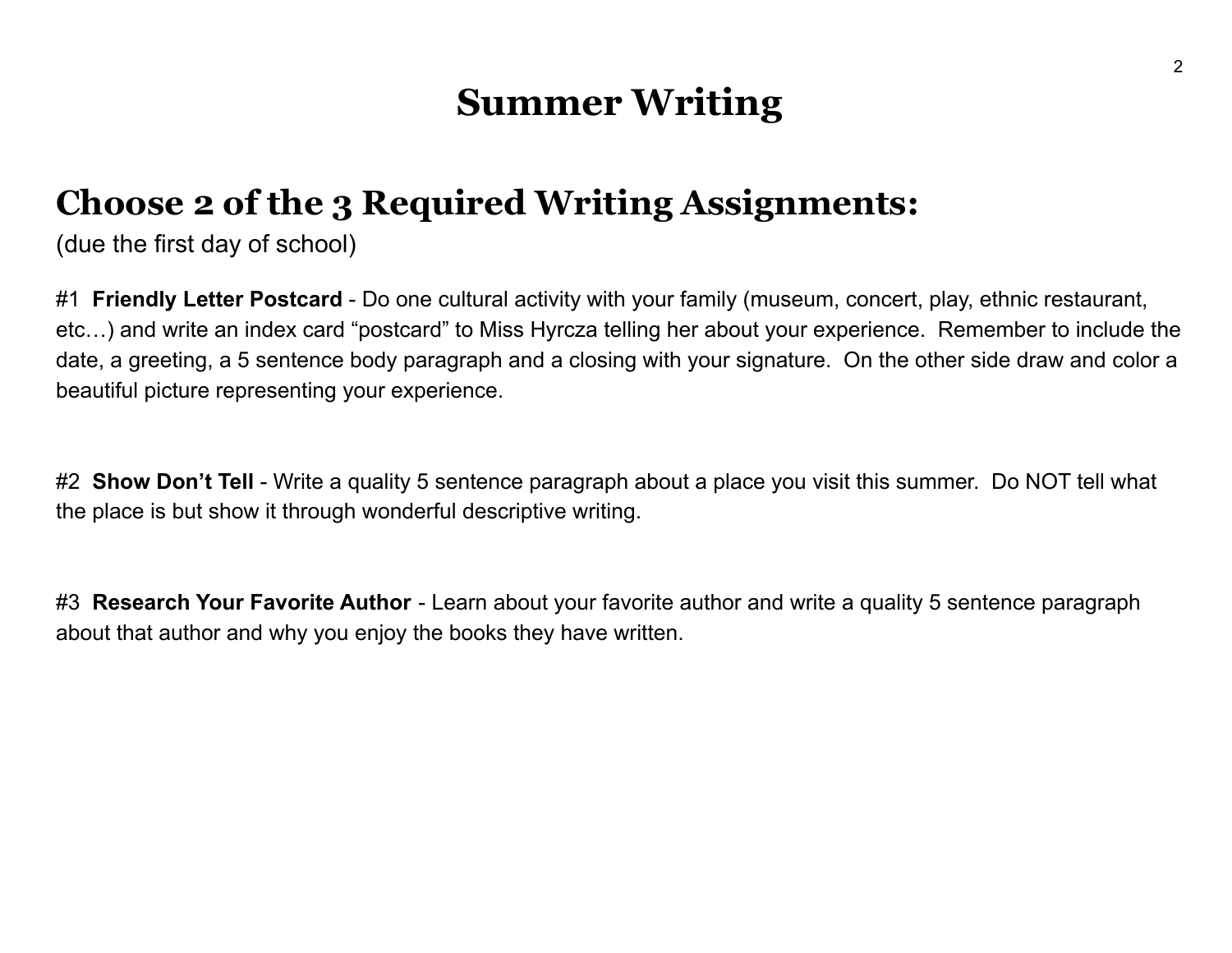# Summer Writing

## Choose 2 of the 3 Required Writing Assignments:

(due the first day of school)

#1 **Friendly Letter Postcard** - Do one cultural activity with your family (museum, concert, play, ethnic restaurant, etc…) and write an index card "postcard" to Miss Hyrcza telling her about your experience. Remember to include the date, a greeting, a 5 sentence body paragraph and a closing with your signature. On the other side draw and color a beautiful picture representing your experience.

#2 **Show Don't Tell** - Write a quality 5 sentence paragraph about a place you visit this summer. Do NOT tell what the place is but show it through wonderful descriptive writing.

#3 **Research Your Favorite Author** - Learn about your favorite author and write a quality 5 sentence paragraph about that author and why you enjoy the books they have written.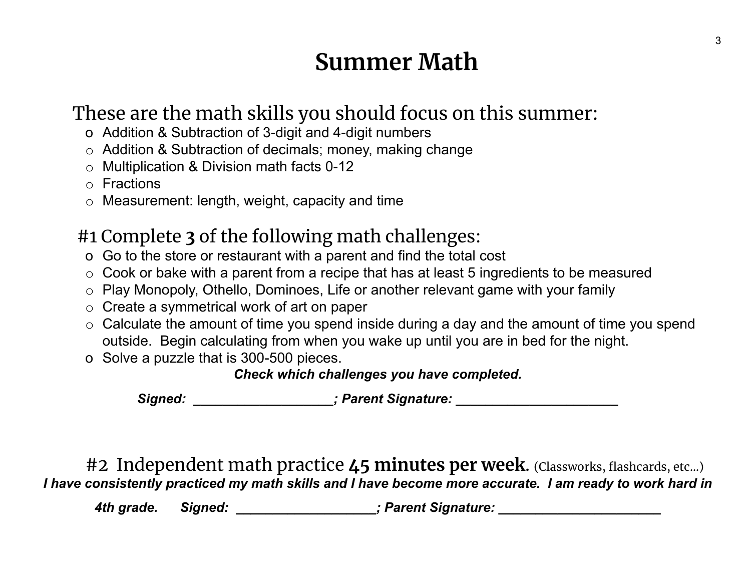# Summer Math

## These are the math skills you should focus on this summer:

- Addition & Subtraction of 3-digit and 4-digit numbers
- Addition & Subtraction of decimals; money, making change
- Multiplication & Division math facts 0-12
- Fractions
- Measurement: length, weight, capacity and time

## #1 Complete **3** of the following math challenges:

- Go to the store or restaurant with a parent and find the total cost
- Cook or bake with a parent from a recipe that has at least 5 ingredients to be measured
- Play Monopoly, Othello, Dominoes, Life or another relevant game with your family
- Create a symmetrical work of art on paper
- Calculate the amount of time you spend inside during a day and the amount of time you spend outside. Begin calculating from when you wake up until you are in bed for the night.
- Solve a puzzle that is 300-500 pieces.

***Check which challenges you have completed.***

***Signed: ___________________; Parent Signature: ______________________***

## #2 Independent math practice **45 minutes per week**. (Classworks, flashcards, etc...)

***I have consistently practiced my math skills and I have become more accurate. I am ready to work hard in 4th grade. Signed: ___________________; Parent Signature: ______________________***